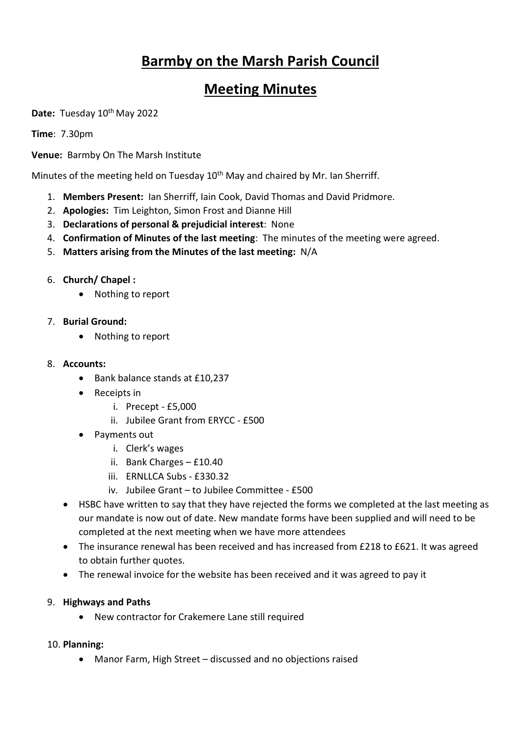# Barmby on the Marsh Parish Council

## Meeting Minutes

**Date:** Tuesday 10th May 2022

**Time**: 7.30pm

**Venue:** Barmby On The Marsh Institute

Minutes of the meeting held on Tuesday 10th May and chaired by Mr. Ian Sherriff.

1. **Members Present:** Ian Sherriff, Iain Cook, David Thomas and David Pridmore.
2. **Apologies:** Tim Leighton, Simon Frost and Dianne Hill
3. **Declarations of personal & prejudicial interest**: None
4. **Confirmation of Minutes of the last meeting**: The minutes of the meeting were agreed.
5. **Matters arising from the Minutes of the last meeting:** N/A
6. **Church/ Chapel :**
   - Nothing to report
7. **Burial Ground:**
   - Nothing to report
8. **Accounts:**
   - Bank balance stands at £10,237
   - Receipts in
     - i. Precept - £5,000
     - ii. Jubilee Grant from ERYCC - £500
   - Payments out
     - i. Clerk's wages
     - ii. Bank Charges – £10.40
     - iii. ERNLLCA Subs - £330.32
     - iv. Jubilee Grant – to Jubilee Committee - £500
   - HSBC have written to say that they have rejected the forms we completed at the last meeting as our mandate is now out of date. New mandate forms have been supplied and will need to be completed at the next meeting when we have more attendees
   - The insurance renewal has been received and has increased from £218 to £621. It was agreed to obtain further quotes.
   - The renewal invoice for the website has been received and it was agreed to pay it
9. **Highways and Paths**
   - New contractor for Crakemere Lane still required
10. **Planning:**
    - Manor Farm, High Street – discussed and no objections raised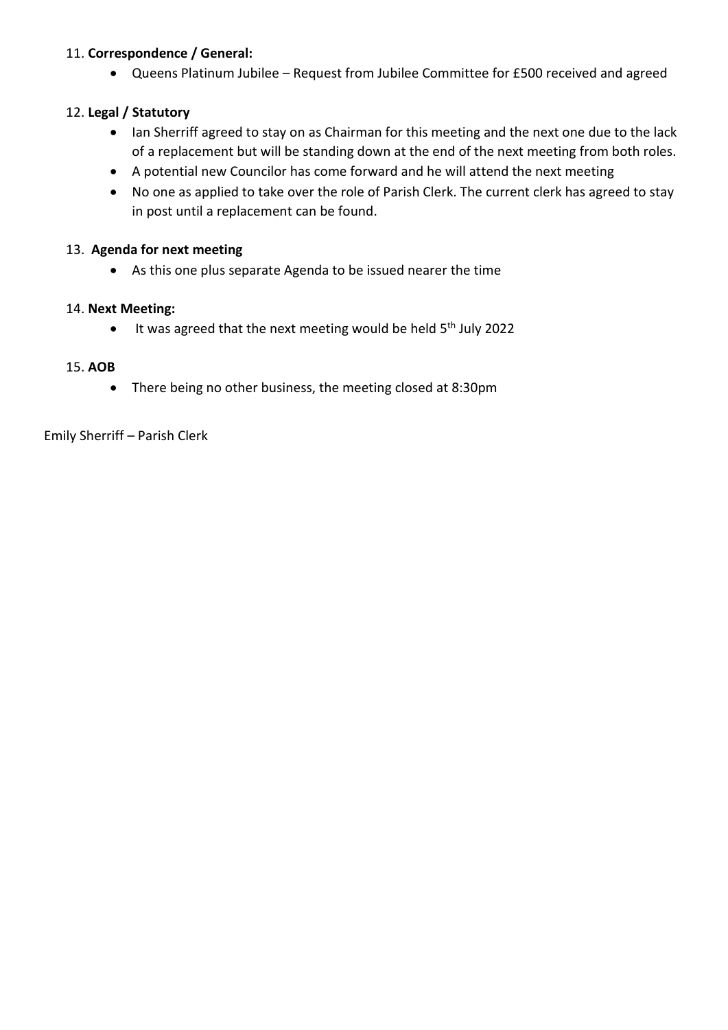11. **Correspondence / General:**
    - Queens Platinum Jubilee – Request from Jubilee Committee for £500 received and agreed

12. **Legal / Statutory**
    - Ian Sherriff agreed to stay on as Chairman for this meeting and the next one due to the lack of a replacement but will be standing down at the end of the next meeting from both roles.
    - A potential new Councilor has come forward and he will attend the next meeting
    - No one as applied to take over the role of Parish Clerk. The current clerk has agreed to stay in post until a replacement can be found.

13. **Agenda for next meeting**
    - As this one plus separate Agenda to be issued nearer the time

14. **Next Meeting:**
    - It was agreed that the next meeting would be held 5th July 2022

15. **AOB**
    - There being no other business, the meeting closed at 8:30pm

Emily Sherriff – Parish Clerk